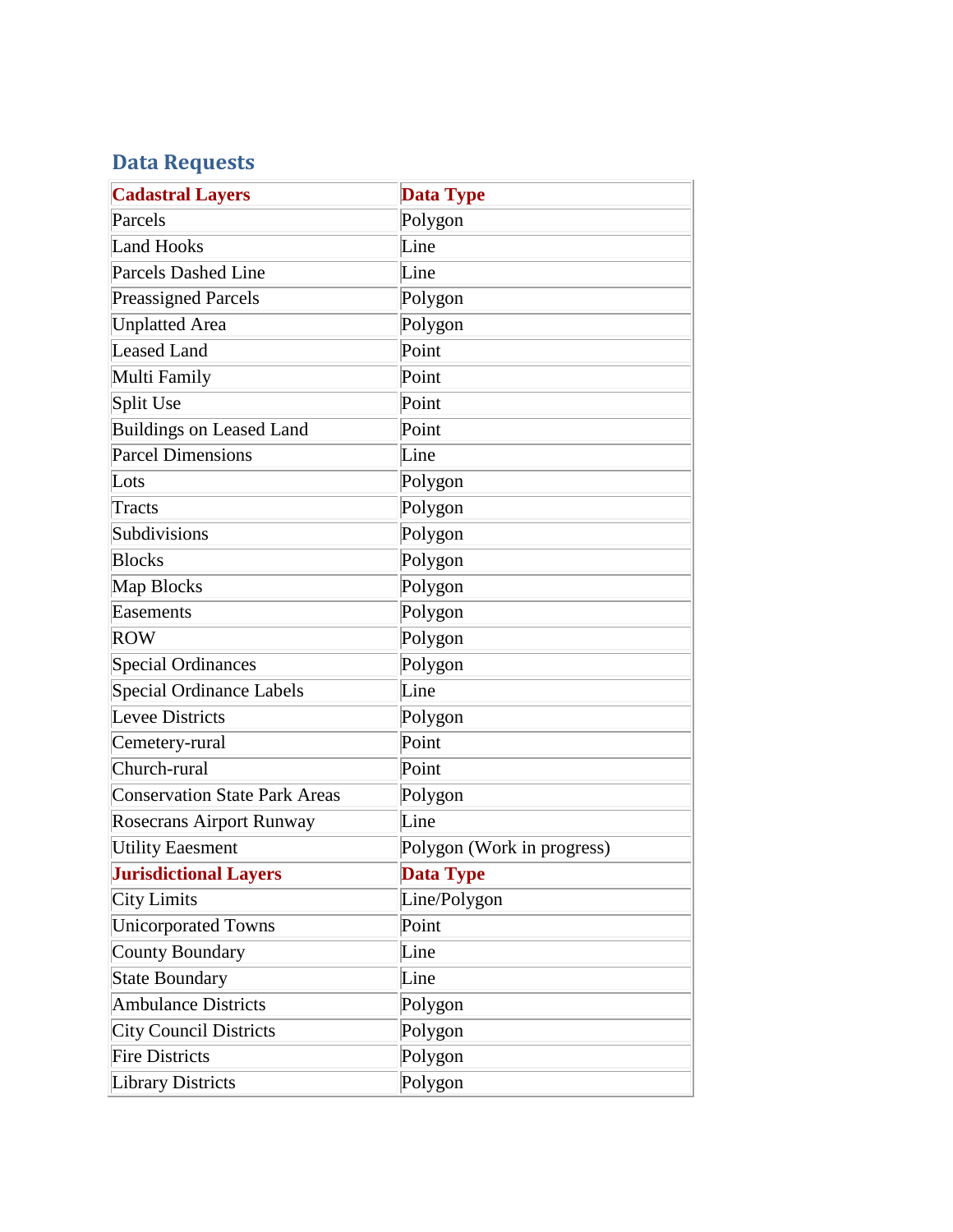## Data Requests

| **Cadastral Layers** | **Data Type** |
|---|---|
| Parcels | Polygon |
| Land Hooks | Line |
| Parcels Dashed Line | Line |
| Preassigned Parcels | Polygon |
| Unplatted Area | Polygon |
| Leased Land | Point |
| Multi Family | Point |
| Split Use | Point |
| Buildings on Leased Land | Point |
| Parcel Dimensions | Line |
| Lots | Polygon |
| Tracts | Polygon |
| Subdivisions | Polygon |
| Blocks | Polygon |
| Map Blocks | Polygon |
| Easements | Polygon |
| ROW | Polygon |
| Special Ordinances | Polygon |
| Special Ordinance Labels | Line |
| Levee Districts | Polygon |
| Cemetery-rural | Point |
| Church-rural | Point |
| Conservation State Park Areas | Polygon |
| Rosecrans Airport Runway | Line |
| Utility Eaesment | Polygon (Work in progress) |
| **Jurisdictional Layers** | **Data Type** |
| City Limits | Line/Polygon |
| Unicorporated Towns | Point |
| County Boundary | Line |
| State Boundary | Line |
| Ambulance Districts | Polygon |
| City Council Districts | Polygon |
| Fire Districts | Polygon |
| Library Districts | Polygon |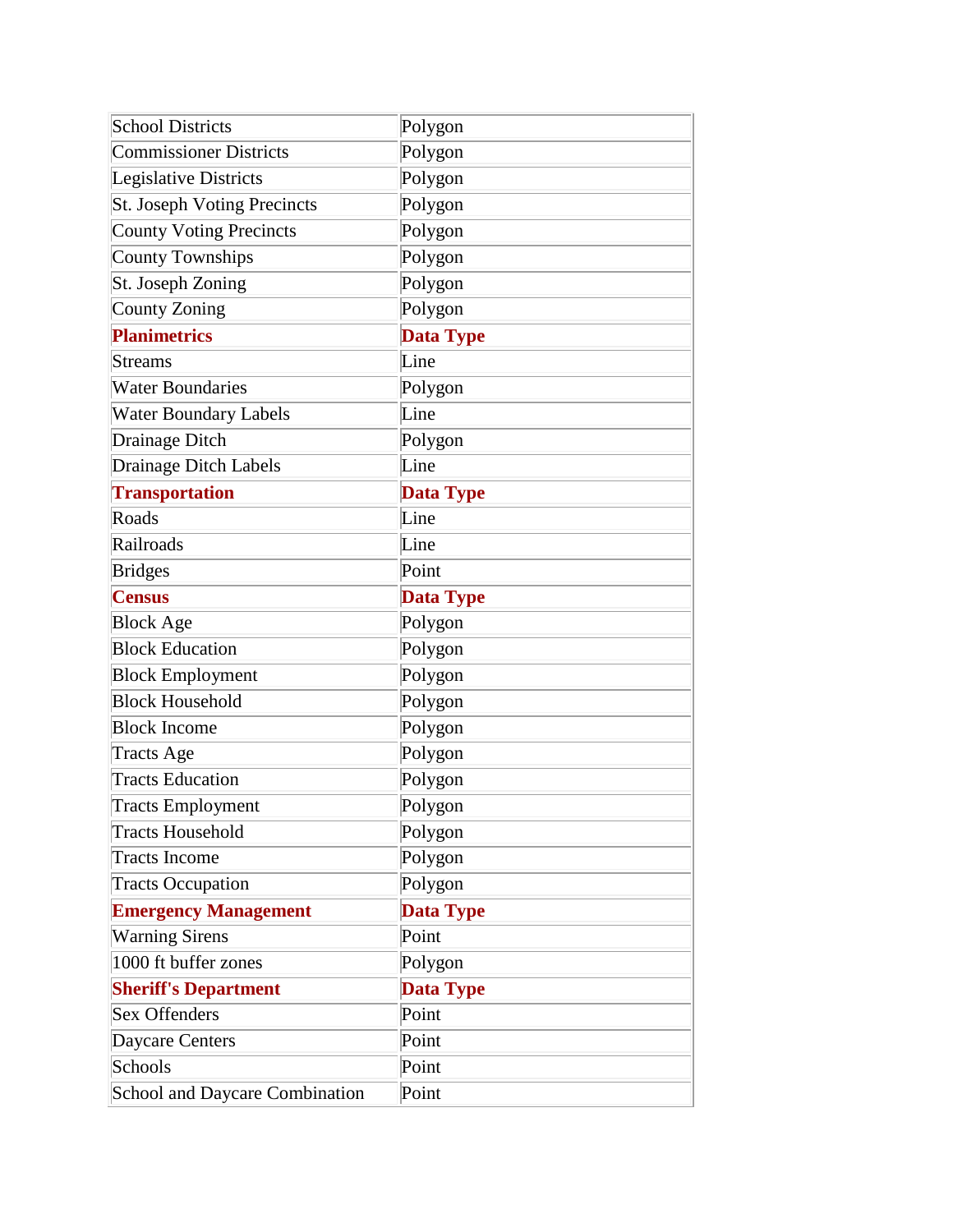| | |
|---|---|
| School Districts | Polygon |
| Commissioner Districts | Polygon |
| Legislative Districts | Polygon |
| St. Joseph Voting Precincts | Polygon |
| County Voting Precincts | Polygon |
| County Townships | Polygon |
| St. Joseph Zoning | Polygon |
| County Zoning | Polygon |
| **Planimetrics** | **Data Type** |
| Streams | Line |
| Water Boundaries | Polygon |
| Water Boundary Labels | Line |
| Drainage Ditch | Polygon |
| Drainage Ditch Labels | Line |
| **Transportation** | **Data Type** |
| Roads | Line |
| Railroads | Line |
| Bridges | Point |
| **Census** | **Data Type** |
| Block Age | Polygon |
| Block Education | Polygon |
| Block Employment | Polygon |
| Block Household | Polygon |
| Block Income | Polygon |
| Tracts Age | Polygon |
| Tracts Education | Polygon |
| Tracts Employment | Polygon |
| Tracts Household | Polygon |
| Tracts Income | Polygon |
| Tracts Occupation | Polygon |
| **Emergency Management** | **Data Type** |
| Warning Sirens | Point |
| 1000 ft buffer zones | Polygon |
| **Sheriff's Department** | **Data Type** |
| Sex Offenders | Point |
| Daycare Centers | Point |
| Schools | Point |
| School and Daycare Combination | Point |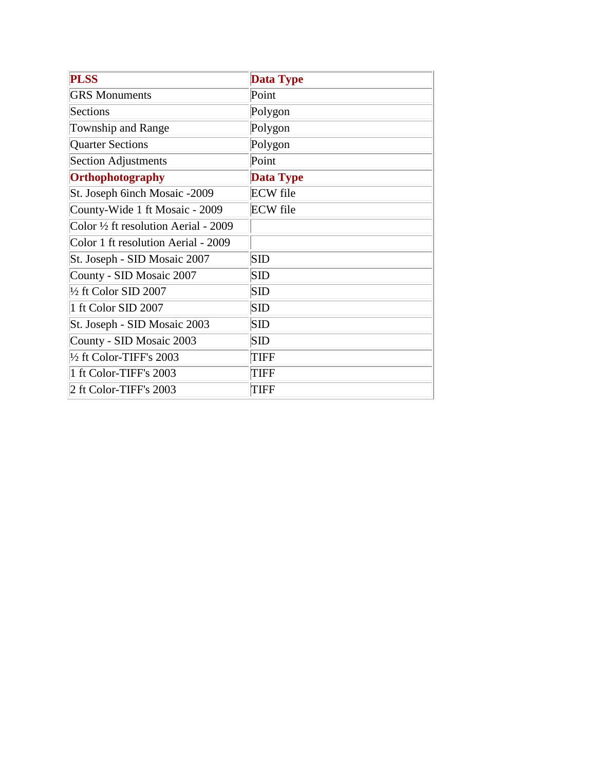| **PLSS** | **Data Type** |
|---|---|
| GRS Monuments | Point |
| Sections | Polygon |
| Township and Range | Polygon |
| Quarter Sections | Polygon |
| Section Adjustments | Point |
| **Orthophotography** | **Data Type** |
| St. Joseph 6inch Mosaic -2009 | ECW file |
| County-Wide 1 ft Mosaic - 2009 | ECW file |
| Color ½ ft resolution Aerial - 2009 | |
| Color 1 ft resolution Aerial - 2009 | |
| St. Joseph - SID Mosaic 2007 | SID |
| County - SID Mosaic 2007 | SID |
| ½ ft Color SID 2007 | SID |
| 1 ft Color SID 2007 | SID |
| St. Joseph - SID Mosaic 2003 | SID |
| County - SID Mosaic 2003 | SID |
| ½ ft Color-TIFF's 2003 | TIFF |
| 1 ft Color-TIFF's 2003 | TIFF |
| 2 ft Color-TIFF's 2003 | TIFF |